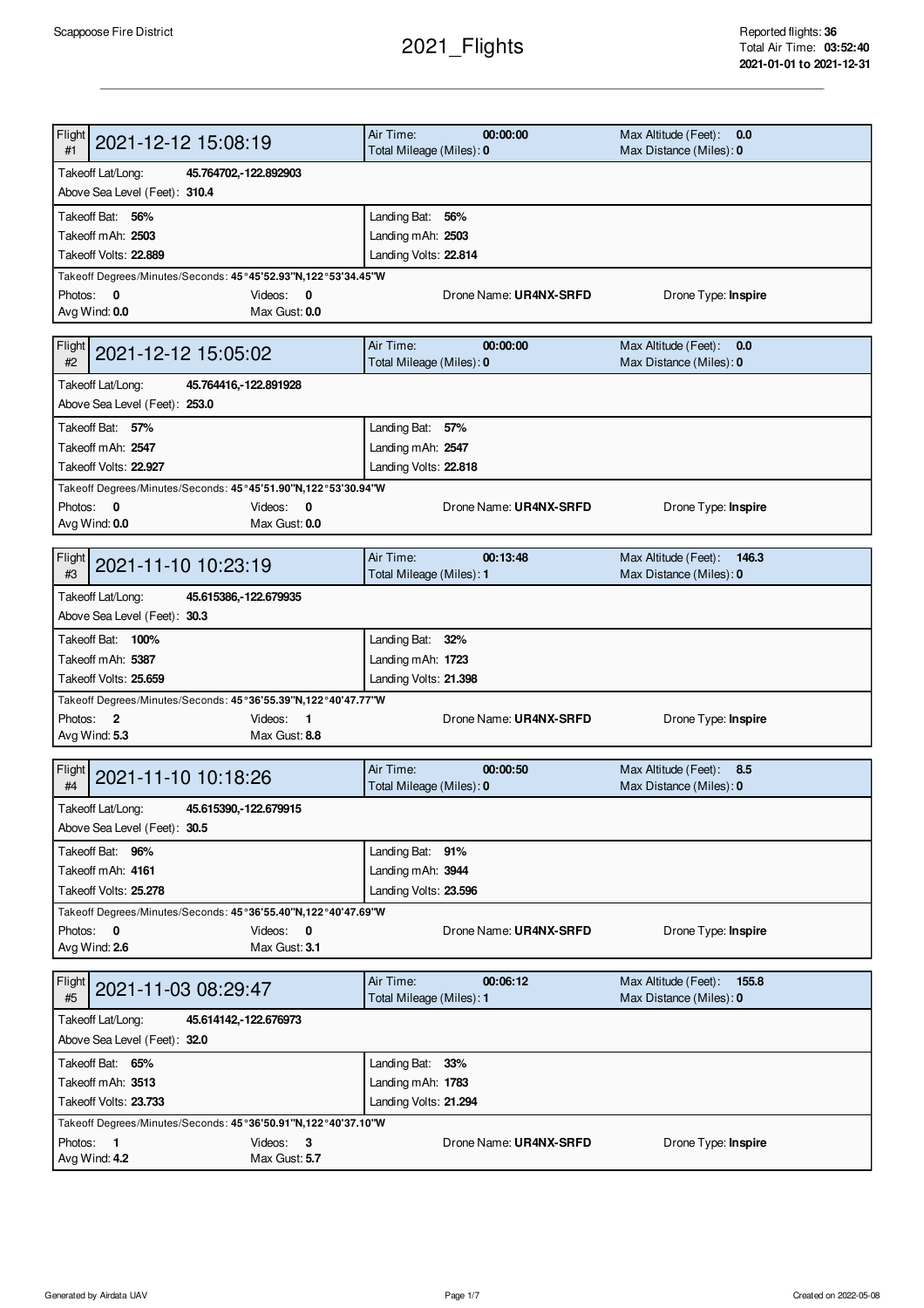Scappoose Fire District

# 2021_Flights

Reported flights: **36**
Total Air Time: **03:52:40**
**2021-01-01 to 2021-12-31**

---

## Flight #1 — 2021-12-12 15:08:19

Air Time: **00:00:00**
Total Mileage (Miles): **0**
Max Altitude (Feet): **0.0**
Max Distance (Miles): **0**

Takeoff Lat/Long: **45.764702,-122.892903**
Above Sea Level (Feet): **310.4**

| Takeoff | Landing |
|---|---|
| Takeoff Bat: **56%** | Landing Bat: **56%** |
| Takeoff mAh: **2503** | Landing mAh: **2503** |
| Takeoff Volts: **22.889** | Landing Volts: **22.814** |

Takeoff Degrees/Minutes/Seconds: **45°45'52.93"N,122°53'34.45"W**

Photos: **0** Videos: **0** Drone Name: **UR4NX-SRFD** Drone Type: **Inspire**
Avg Wind: **0.0** Max Gust: **0.0**

## Flight #2 — 2021-12-12 15:05:02

Air Time: **00:00:00**
Total Mileage (Miles): **0**
Max Altitude (Feet): **0.0**
Max Distance (Miles): **0**

Takeoff Lat/Long: **45.764416,-122.891928**
Above Sea Level (Feet): **253.0**

| Takeoff | Landing |
|---|---|
| Takeoff Bat: **57%** | Landing Bat: **57%** |
| Takeoff mAh: **2547** | Landing mAh: **2547** |
| Takeoff Volts: **22.927** | Landing Volts: **22.818** |

Takeoff Degrees/Minutes/Seconds: **45°45'51.90"N,122°53'30.94"W**

Photos: **0** Videos: **0** Drone Name: **UR4NX-SRFD** Drone Type: **Inspire**
Avg Wind: **0.0** Max Gust: **0.0**

## Flight #3 — 2021-11-10 10:23:19

Air Time: **00:13:48**
Total Mileage (Miles): **1**
Max Altitude (Feet): **146.3**
Max Distance (Miles): **0**

Takeoff Lat/Long: **45.615386,-122.679935**
Above Sea Level (Feet): **30.3**

| Takeoff | Landing |
|---|---|
| Takeoff Bat: **100%** | Landing Bat: **32%** |
| Takeoff mAh: **5387** | Landing mAh: **1723** |
| Takeoff Volts: **25.659** | Landing Volts: **21.398** |

Takeoff Degrees/Minutes/Seconds: **45°36'55.39"N,122°40'47.77"W**

Photos: **2** Videos: **1** Drone Name: **UR4NX-SRFD** Drone Type: **Inspire**
Avg Wind: **5.3** Max Gust: **8.8**

## Flight #4 — 2021-11-10 10:18:26

Air Time: **00:00:50**
Total Mileage (Miles): **0**
Max Altitude (Feet): **8.5**
Max Distance (Miles): **0**

Takeoff Lat/Long: **45.615390,-122.679915**
Above Sea Level (Feet): **30.5**

| Takeoff | Landing |
|---|---|
| Takeoff Bat: **96%** | Landing Bat: **91%** |
| Takeoff mAh: **4161** | Landing mAh: **3944** |
| Takeoff Volts: **25.278** | Landing Volts: **23.596** |

Takeoff Degrees/Minutes/Seconds: **45°36'55.40"N,122°40'47.69"W**

Photos: **0** Videos: **0** Drone Name: **UR4NX-SRFD** Drone Type: **Inspire**
Avg Wind: **2.6** Max Gust: **3.1**

## Flight #5 — 2021-11-03 08:29:47

Air Time: **00:06:12**
Total Mileage (Miles): **1**
Max Altitude (Feet): **155.8**
Max Distance (Miles): **0**

Takeoff Lat/Long: **45.614142,-122.676973**
Above Sea Level (Feet): **32.0**

| Takeoff | Landing |
|---|---|
| Takeoff Bat: **65%** | Landing Bat: **33%** |
| Takeoff mAh: **3513** | Landing mAh: **1783** |
| Takeoff Volts: **23.733** | Landing Volts: **21.294** |

Takeoff Degrees/Minutes/Seconds: **45°36'50.91"N,122°40'37.10"W**

Photos: **1** Videos: **3** Drone Name: **UR4NX-SRFD** Drone Type: **Inspire**
Avg Wind: **4.2** Max Gust: **5.7**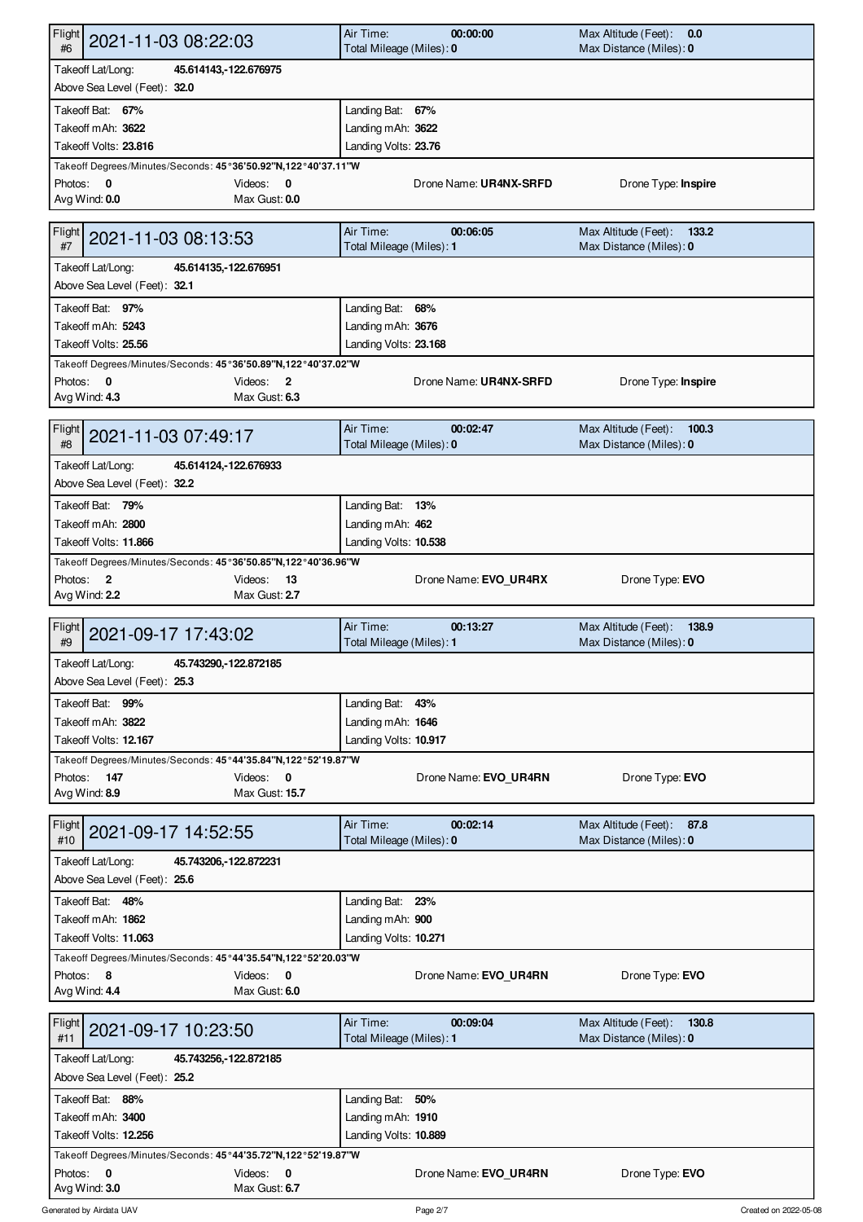## Flight #6 — 2021-11-03 08:22:03

| | |
|---|---|
| Air Time: **00:00:00** | Max Altitude (Feet): **0.0** |
| Total Mileage (Miles): **0** | Max Distance (Miles): **0** |

Takeoff Lat/Long: **45.614143,-122.676975**
Above Sea Level (Feet): **32.0**

| | |
|---|---|
| Takeoff Bat: **67%** | Landing Bat: **67%** |
| Takeoff mAh: **3622** | Landing mAh: **3622** |
| Takeoff Volts: **23.816** | Landing Volts: **23.76** |

Takeoff Degrees/Minutes/Seconds: **45°36'50.92"N,122°40'37.11"W**

| | | | |
|---|---|---|---|
| Photos: **0** | Videos: **0** | Drone Name: **UR4NX-SRFD** | Drone Type: **Inspire** |
| Avg Wind: **0.0** | Max Gust: **0.0** | | |

## Flight #7 — 2021-11-03 08:13:53

| | |
|---|---|
| Air Time: **00:06:05** | Max Altitude (Feet): **133.2** |
| Total Mileage (Miles): **1** | Max Distance (Miles): **0** |

Takeoff Lat/Long: **45.614135,-122.676951**
Above Sea Level (Feet): **32.1**

| | |
|---|---|
| Takeoff Bat: **97%** | Landing Bat: **68%** |
| Takeoff mAh: **5243** | Landing mAh: **3676** |
| Takeoff Volts: **25.56** | Landing Volts: **23.168** |

Takeoff Degrees/Minutes/Seconds: **45°36'50.89"N,122°40'37.02"W**

| | | | |
|---|---|---|---|
| Photos: **0** | Videos: **2** | Drone Name: **UR4NX-SRFD** | Drone Type: **Inspire** |
| Avg Wind: **4.3** | Max Gust: **6.3** | | |

## Flight #8 — 2021-11-03 07:49:17

| | |
|---|---|
| Air Time: **00:02:47** | Max Altitude (Feet): **100.3** |
| Total Mileage (Miles): **0** | Max Distance (Miles): **0** |

Takeoff Lat/Long: **45.614124,-122.676933**
Above Sea Level (Feet): **32.2**

| | |
|---|---|
| Takeoff Bat: **79%** | Landing Bat: **13%** |
| Takeoff mAh: **2800** | Landing mAh: **462** |
| Takeoff Volts: **11.866** | Landing Volts: **10.538** |

Takeoff Degrees/Minutes/Seconds: **45°36'50.85"N,122°40'36.96"W**

| | | | |
|---|---|---|---|
| Photos: **2** | Videos: **13** | Drone Name: **EVO_UR4RX** | Drone Type: **EVO** |
| Avg Wind: **2.2** | Max Gust: **2.7** | | |

## Flight #9 — 2021-09-17 17:43:02

| | |
|---|---|
| Air Time: **00:13:27** | Max Altitude (Feet): **138.9** |
| Total Mileage (Miles): **1** | Max Distance (Miles): **0** |

Takeoff Lat/Long: **45.743290,-122.872185**
Above Sea Level (Feet): **25.3**

| | |
|---|---|
| Takeoff Bat: **99%** | Landing Bat: **43%** |
| Takeoff mAh: **3822** | Landing mAh: **1646** |
| Takeoff Volts: **12.167** | Landing Volts: **10.917** |

Takeoff Degrees/Minutes/Seconds: **45°44'35.84"N,122°52'19.87"W**

| | | | |
|---|---|---|---|
| Photos: **147** | Videos: **0** | Drone Name: **EVO_UR4RN** | Drone Type: **EVO** |
| Avg Wind: **8.9** | Max Gust: **15.7** | | |

## Flight #10 — 2021-09-17 14:52:55

| | |
|---|---|
| Air Time: **00:02:14** | Max Altitude (Feet): **87.8** |
| Total Mileage (Miles): **0** | Max Distance (Miles): **0** |

Takeoff Lat/Long: **45.743206,-122.872231**
Above Sea Level (Feet): **25.6**

| | |
|---|---|
| Takeoff Bat: **48%** | Landing Bat: **23%** |
| Takeoff mAh: **1862** | Landing mAh: **900** |
| Takeoff Volts: **11.063** | Landing Volts: **10.271** |

Takeoff Degrees/Minutes/Seconds: **45°44'35.54"N,122°52'20.03"W**

| | | | |
|---|---|---|---|
| Photos: **8** | Videos: **0** | Drone Name: **EVO_UR4RN** | Drone Type: **EVO** |
| Avg Wind: **4.4** | Max Gust: **6.0** | | |

## Flight #11 — 2021-09-17 10:23:50

| | |
|---|---|
| Air Time: **00:09:04** | Max Altitude (Feet): **130.8** |
| Total Mileage (Miles): **1** | Max Distance (Miles): **0** |

Takeoff Lat/Long: **45.743256,-122.872185**
Above Sea Level (Feet): **25.2**

| | |
|---|---|
| Takeoff Bat: **88%** | Landing Bat: **50%** |
| Takeoff mAh: **3400** | Landing mAh: **1910** |
| Takeoff Volts: **12.256** | Landing Volts: **10.889** |

Takeoff Degrees/Minutes/Seconds: **45°44'35.72"N,122°52'19.87"W**

| | | | |
|---|---|---|---|
| Photos: **0** | Videos: **0** | Drone Name: **EVO_UR4RN** | Drone Type: **EVO** |
| Avg Wind: **3.0** | Max Gust: **6.7** | | |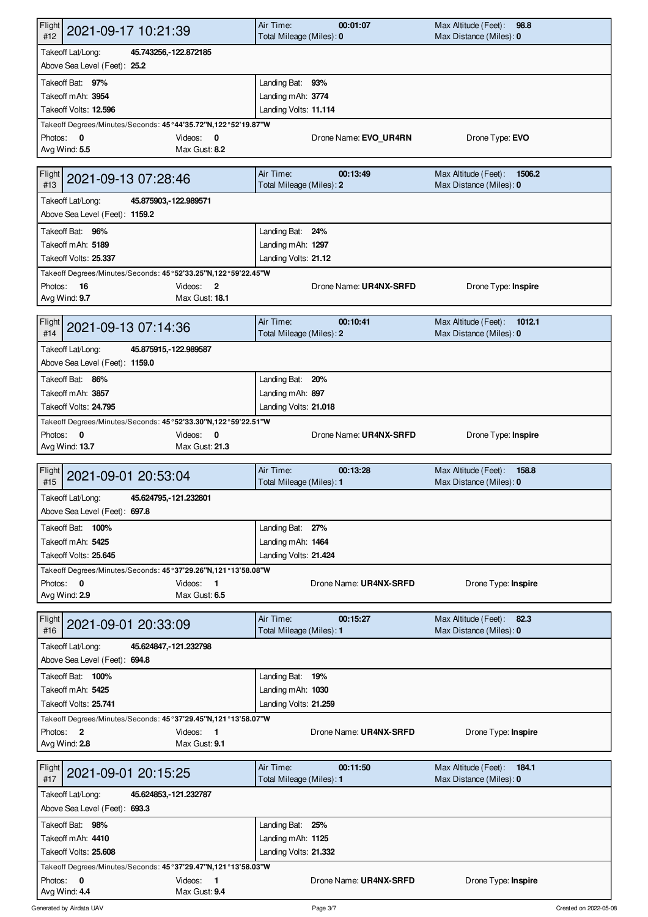| Flight #12 | 2021-09-17 10:21:39 | Air Time: 00:01:07 | Max Altitude (Feet): 98.8 |
|---|---|---|---|
| | | Total Mileage (Miles): 0 | Max Distance (Miles): 0 |
| Takeoff Lat/Long: 45.743256,-122.872185 | | | |
| Above Sea Level (Feet): 25.2 | | | |
| Takeoff Bat: 97% | | Landing Bat: 93% | |
| Takeoff mAh: 3954 | | Landing mAh: 3774 | |
| Takeoff Volts: 12.596 | | Landing Volts: 11.114 | |
| Takeoff Degrees/Minutes/Seconds: 45°44'35.72"N,122°52'19.87"W | | | |
| Photos: 0 | Videos: 0 | Drone Name: EVO_UR4RN | Drone Type: EVO |
| Avg Wind: 5.5 | Max Gust: 8.2 | | |

| Flight #13 | 2021-09-13 07:28:46 | Air Time: 00:13:49 | Max Altitude (Feet): 1506.2 |
|---|---|---|---|
| | | Total Mileage (Miles): 2 | Max Distance (Miles): 0 |
| Takeoff Lat/Long: 45.875903,-122.989571 | | | |
| Above Sea Level (Feet): 1159.2 | | | |
| Takeoff Bat: 96% | | Landing Bat: 24% | |
| Takeoff mAh: 5189 | | Landing mAh: 1297 | |
| Takeoff Volts: 25.337 | | Landing Volts: 21.12 | |
| Takeoff Degrees/Minutes/Seconds: 45°52'33.25"N,122°59'22.45"W | | | |
| Photos: 16 | Videos: 2 | Drone Name: UR4NX-SRFD | Drone Type: Inspire |
| Avg Wind: 9.7 | Max Gust: 18.1 | | |

| Flight #14 | 2021-09-13 07:14:36 | Air Time: 00:10:41 | Max Altitude (Feet): 1012.1 |
|---|---|---|---|
| | | Total Mileage (Miles): 2 | Max Distance (Miles): 0 |
| Takeoff Lat/Long: 45.875915,-122.989587 | | | |
| Above Sea Level (Feet): 1159.0 | | | |
| Takeoff Bat: 86% | | Landing Bat: 20% | |
| Takeoff mAh: 3857 | | Landing mAh: 897 | |
| Takeoff Volts: 24.795 | | Landing Volts: 21.018 | |
| Takeoff Degrees/Minutes/Seconds: 45°52'33.30"N,122°59'22.51"W | | | |
| Photos: 0 | Videos: 0 | Drone Name: UR4NX-SRFD | Drone Type: Inspire |
| Avg Wind: 13.7 | Max Gust: 21.3 | | |

| Flight #15 | 2021-09-01 20:53:04 | Air Time: 00:13:28 | Max Altitude (Feet): 158.8 |
|---|---|---|---|
| | | Total Mileage (Miles): 1 | Max Distance (Miles): 0 |
| Takeoff Lat/Long: 45.624795,-121.232801 | | | |
| Above Sea Level (Feet): 697.8 | | | |
| Takeoff Bat: 100% | | Landing Bat: 27% | |
| Takeoff mAh: 5425 | | Landing mAh: 1464 | |
| Takeoff Volts: 25.645 | | Landing Volts: 21.424 | |
| Takeoff Degrees/Minutes/Seconds: 45°37'29.26"N,121°13'58.08"W | | | |
| Photos: 0 | Videos: 1 | Drone Name: UR4NX-SRFD | Drone Type: Inspire |
| Avg Wind: 2.9 | Max Gust: 6.5 | | |

| Flight #16 | 2021-09-01 20:33:09 | Air Time: 00:15:27 | Max Altitude (Feet): 82.3 |
|---|---|---|---|
| | | Total Mileage (Miles): 1 | Max Distance (Miles): 0 |
| Takeoff Lat/Long: 45.624847,-121.232798 | | | |
| Above Sea Level (Feet): 694.8 | | | |
| Takeoff Bat: 100% | | Landing Bat: 19% | |
| Takeoff mAh: 5425 | | Landing mAh: 1030 | |
| Takeoff Volts: 25.741 | | Landing Volts: 21.259 | |
| Takeoff Degrees/Minutes/Seconds: 45°37'29.45"N,121°13'58.07"W | | | |
| Photos: 2 | Videos: 1 | Drone Name: UR4NX-SRFD | Drone Type: Inspire |
| Avg Wind: 2.8 | Max Gust: 9.1 | | |

| Flight #17 | 2021-09-01 20:15:25 | Air Time: 00:11:50 | Max Altitude (Feet): 184.1 |
|---|---|---|---|
| | | Total Mileage (Miles): 1 | Max Distance (Miles): 0 |
| Takeoff Lat/Long: 45.624853,-121.232787 | | | |
| Above Sea Level (Feet): 693.3 | | | |
| Takeoff Bat: 98% | | Landing Bat: 25% | |
| Takeoff mAh: 4410 | | Landing mAh: 1125 | |
| Takeoff Volts: 25.608 | | Landing Volts: 21.332 | |
| Takeoff Degrees/Minutes/Seconds: 45°37'29.47"N,121°13'58.03"W | | | |
| Photos: 0 | Videos: 1 | Drone Name: UR4NX-SRFD | Drone Type: Inspire |
| Avg Wind: 4.4 | Max Gust: 9.4 | | |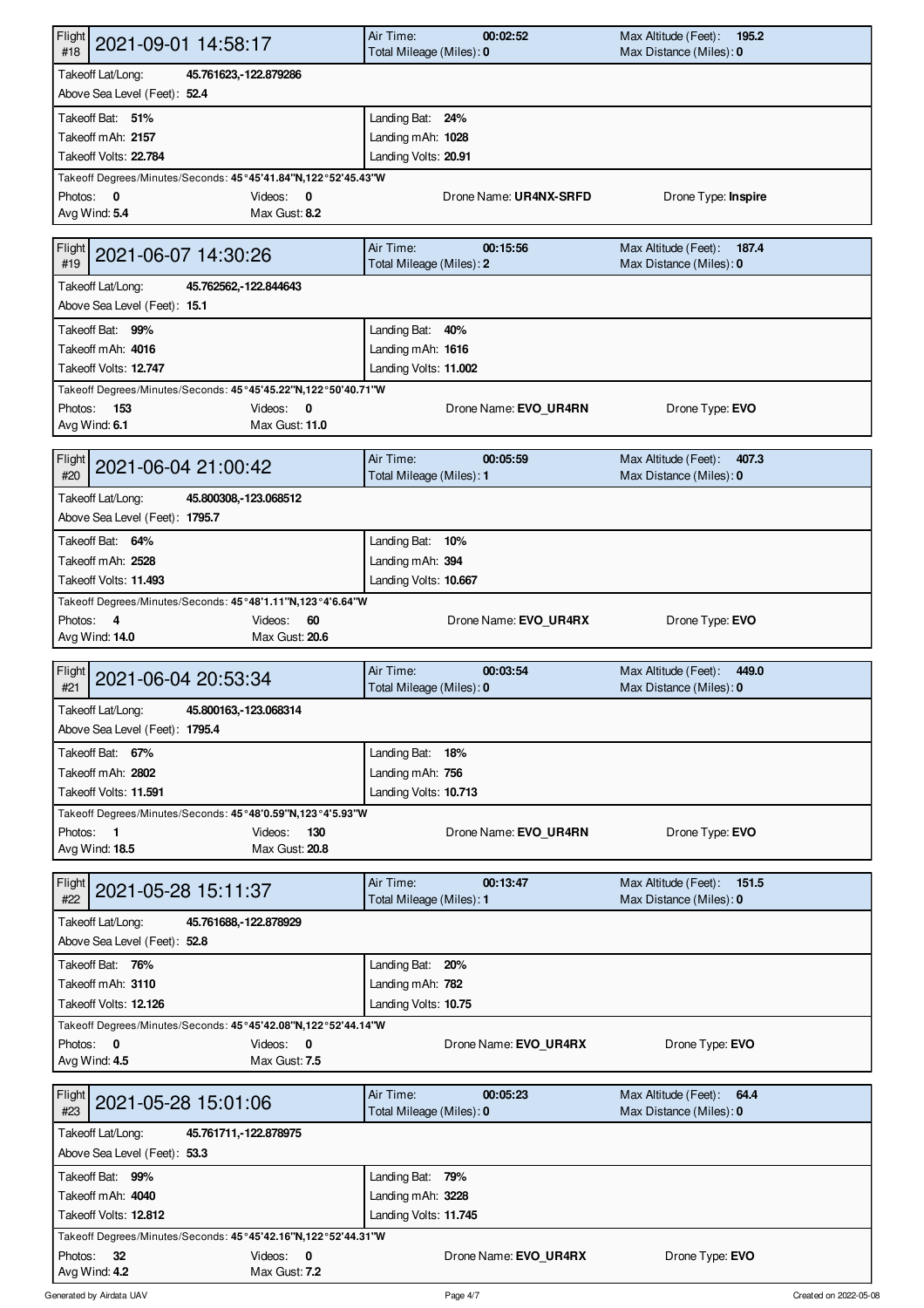## Flight #18 — 2021-09-01 14:58:17

| | |
|---|---|
| Air Time: **00:02:52** | Max Altitude (Feet): **195.2** |
| Total Mileage (Miles): **0** | Max Distance (Miles): **0** |

Takeoff Lat/Long: **45.761623,-122.879286**
Above Sea Level (Feet): **52.4**

| | |
|---|---|
| Takeoff Bat: **51%** | Landing Bat: **24%** |
| Takeoff mAh: **2157** | Landing mAh: **1028** |
| Takeoff Volts: **22.784** | Landing Volts: **20.91** |

Takeoff Degrees/Minutes/Seconds: **45°45'41.84"N,122°52'45.43"W**

| | | | |
|---|---|---|---|
| Photos: **0** | Videos: **0** | Drone Name: **UR4NX-SRFD** | Drone Type: **Inspire** |
| Avg Wind: **5.4** | Max Gust: **8.2** | | |

## Flight #19 — 2021-06-07 14:30:26

| | |
|---|---|
| Air Time: **00:15:56** | Max Altitude (Feet): **187.4** |
| Total Mileage (Miles): **2** | Max Distance (Miles): **0** |

Takeoff Lat/Long: **45.762562,-122.844643**
Above Sea Level (Feet): **15.1**

| | |
|---|---|
| Takeoff Bat: **99%** | Landing Bat: **40%** |
| Takeoff mAh: **4016** | Landing mAh: **1616** |
| Takeoff Volts: **12.747** | Landing Volts: **11.002** |

Takeoff Degrees/Minutes/Seconds: **45°45'45.22"N,122°50'40.71"W**

| | | | |
|---|---|---|---|
| Photos: **153** | Videos: **0** | Drone Name: **EVO_UR4RN** | Drone Type: **EVO** |
| Avg Wind: **6.1** | Max Gust: **11.0** | | |

## Flight #20 — 2021-06-04 21:00:42

| | |
|---|---|
| Air Time: **00:05:59** | Max Altitude (Feet): **407.3** |
| Total Mileage (Miles): **1** | Max Distance (Miles): **0** |

Takeoff Lat/Long: **45.800308,-123.068512**
Above Sea Level (Feet): **1795.7**

| | |
|---|---|
| Takeoff Bat: **64%** | Landing Bat: **10%** |
| Takeoff mAh: **2528** | Landing mAh: **394** |
| Takeoff Volts: **11.493** | Landing Volts: **10.667** |

Takeoff Degrees/Minutes/Seconds: **45°48'1.11"N,123°4'6.64"W**

| | | | |
|---|---|---|---|
| Photos: **4** | Videos: **60** | Drone Name: **EVO_UR4RX** | Drone Type: **EVO** |
| Avg Wind: **14.0** | Max Gust: **20.6** | | |

## Flight #21 — 2021-06-04 20:53:34

| | |
|---|---|
| Air Time: **00:03:54** | Max Altitude (Feet): **449.0** |
| Total Mileage (Miles): **0** | Max Distance (Miles): **0** |

Takeoff Lat/Long: **45.800163,-123.068314**
Above Sea Level (Feet): **1795.4**

| | |
|---|---|
| Takeoff Bat: **67%** | Landing Bat: **18%** |
| Takeoff mAh: **2802** | Landing mAh: **756** |
| Takeoff Volts: **11.591** | Landing Volts: **10.713** |

Takeoff Degrees/Minutes/Seconds: **45°48'0.59"N,123°4'5.93"W**

| | | | |
|---|---|---|---|
| Photos: **1** | Videos: **130** | Drone Name: **EVO_UR4RN** | Drone Type: **EVO** |
| Avg Wind: **18.5** | Max Gust: **20.8** | | |

## Flight #22 — 2021-05-28 15:11:37

| | |
|---|---|
| Air Time: **00:13:47** | Max Altitude (Feet): **151.5** |
| Total Mileage (Miles): **1** | Max Distance (Miles): **0** |

Takeoff Lat/Long: **45.761688,-122.878929**
Above Sea Level (Feet): **52.8**

| | |
|---|---|
| Takeoff Bat: **76%** | Landing Bat: **20%** |
| Takeoff mAh: **3110** | Landing mAh: **782** |
| Takeoff Volts: **12.126** | Landing Volts: **10.75** |

Takeoff Degrees/Minutes/Seconds: **45°45'42.08"N,122°52'44.14"W**

| | | | |
|---|---|---|---|
| Photos: **0** | Videos: **0** | Drone Name: **EVO_UR4RX** | Drone Type: **EVO** |
| Avg Wind: **4.5** | Max Gust: **7.5** | | |

## Flight #23 — 2021-05-28 15:01:06

| | |
|---|---|
| Air Time: **00:05:23** | Max Altitude (Feet): **64.4** |
| Total Mileage (Miles): **0** | Max Distance (Miles): **0** |

Takeoff Lat/Long: **45.761711,-122.878975**
Above Sea Level (Feet): **53.3**

| | |
|---|---|
| Takeoff Bat: **99%** | Landing Bat: **79%** |
| Takeoff mAh: **4040** | Landing mAh: **3228** |
| Takeoff Volts: **12.812** | Landing Volts: **11.745** |

Takeoff Degrees/Minutes/Seconds: **45°45'42.16"N,122°52'44.31"W**

| | | | |
|---|---|---|---|
| Photos: **32** | Videos: **0** | Drone Name: **EVO_UR4RX** | Drone Type: **EVO** |
| Avg Wind: **4.2** | Max Gust: **7.2** | | |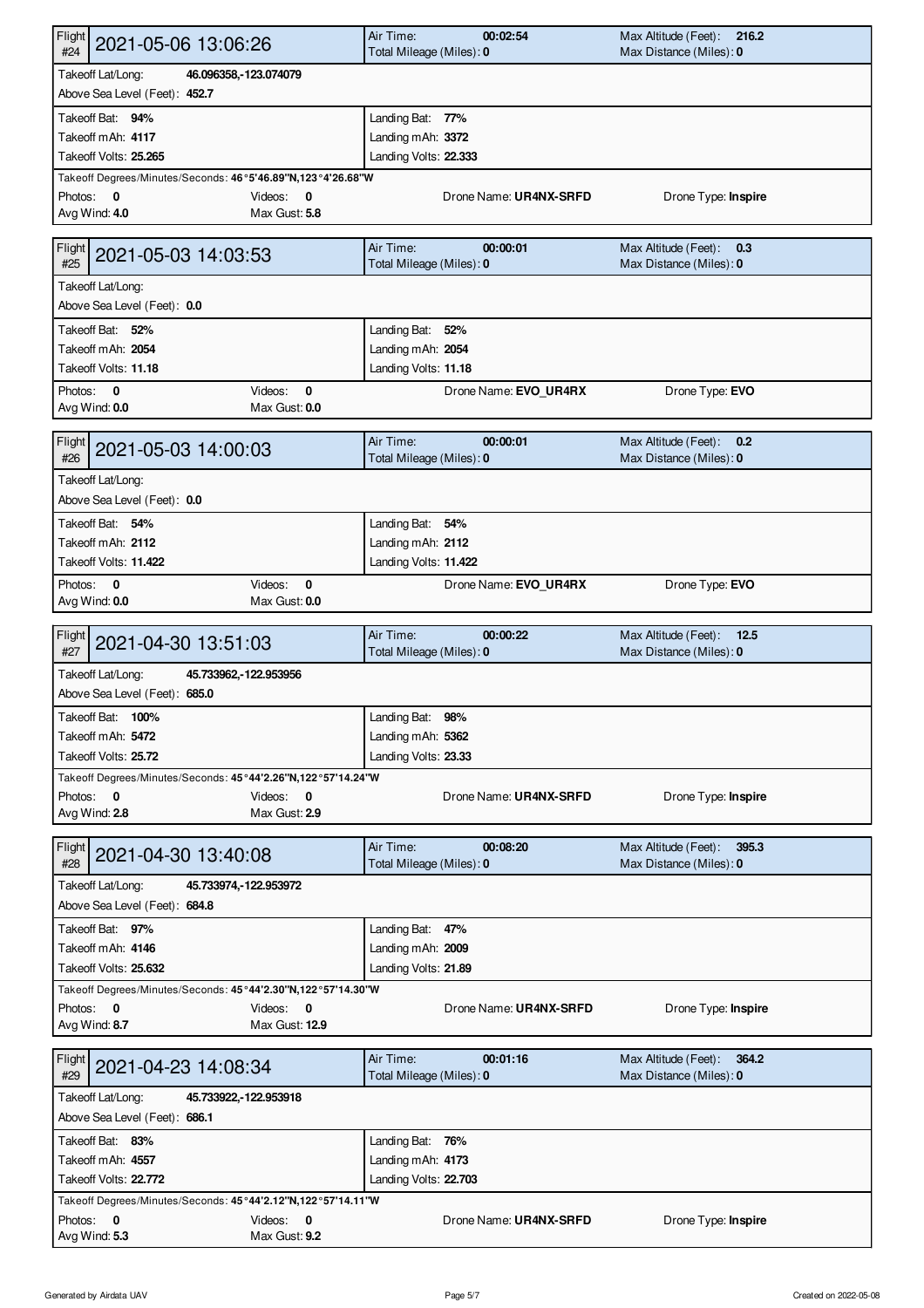## Flight #24 — 2021-05-06 13:06:26

| | | | |
|---|---|---|---|
| Air Time: **00:02:54** | Total Mileage (Miles): **0** | Max Altitude (Feet): **216.2** | Max Distance (Miles): **0** |

Takeoff Lat/Long: **46.096358,-123.074079**
Above Sea Level (Feet): **452.7**

| Takeoff | Landing |
|---|---|
| Takeoff Bat: **94%** | Landing Bat: **77%** |
| Takeoff mAh: **4117** | Landing mAh: **3372** |
| Takeoff Volts: **25.265** | Landing Volts: **22.333** |

Takeoff Degrees/Minutes/Seconds: **46°5'46.89"N,123°4'26.68"W**

Photos: **0** | Videos: **0** | Drone Name: **UR4NX-SRFD** | Drone Type: **Inspire**
Avg Wind: **4.0** | Max Gust: **5.8**

## Flight #25 — 2021-05-03 14:03:53

| | | | |
|---|---|---|---|
| Air Time: **00:00:01** | Total Mileage (Miles): **0** | Max Altitude (Feet): **0.3** | Max Distance (Miles): **0** |

Takeoff Lat/Long:
Above Sea Level (Feet): **0.0**

| Takeoff | Landing |
|---|---|
| Takeoff Bat: **52%** | Landing Bat: **52%** |
| Takeoff mAh: **2054** | Landing mAh: **2054** |
| Takeoff Volts: **11.18** | Landing Volts: **11.18** |

Photos: **0** | Videos: **0** | Drone Name: **EVO_UR4RX** | Drone Type: **EVO**
Avg Wind: **0.0** | Max Gust: **0.0**

## Flight #26 — 2021-05-03 14:00:03

| | | | |
|---|---|---|---|
| Air Time: **00:00:01** | Total Mileage (Miles): **0** | Max Altitude (Feet): **0.2** | Max Distance (Miles): **0** |

Takeoff Lat/Long:
Above Sea Level (Feet): **0.0**

| Takeoff | Landing |
|---|---|
| Takeoff Bat: **54%** | Landing Bat: **54%** |
| Takeoff mAh: **2112** | Landing mAh: **2112** |
| Takeoff Volts: **11.422** | Landing Volts: **11.422** |

Photos: **0** | Videos: **0** | Drone Name: **EVO_UR4RX** | Drone Type: **EVO**
Avg Wind: **0.0** | Max Gust: **0.0**

## Flight #27 — 2021-04-30 13:51:03

| | | | |
|---|---|---|---|
| Air Time: **00:00:22** | Total Mileage (Miles): **0** | Max Altitude (Feet): **12.5** | Max Distance (Miles): **0** |

Takeoff Lat/Long: **45.733962,-122.953956**
Above Sea Level (Feet): **685.0**

| Takeoff | Landing |
|---|---|
| Takeoff Bat: **100%** | Landing Bat: **98%** |
| Takeoff mAh: **5472** | Landing mAh: **5362** |
| Takeoff Volts: **25.72** | Landing Volts: **23.33** |

Takeoff Degrees/Minutes/Seconds: **45°44'2.26"N,122°57'14.24"W**

Photos: **0** | Videos: **0** | Drone Name: **UR4NX-SRFD** | Drone Type: **Inspire**
Avg Wind: **2.8** | Max Gust: **2.9**

## Flight #28 — 2021-04-30 13:40:08

| | | | |
|---|---|---|---|
| Air Time: **00:08:20** | Total Mileage (Miles): **0** | Max Altitude (Feet): **395.3** | Max Distance (Miles): **0** |

Takeoff Lat/Long: **45.733974,-122.953972**
Above Sea Level (Feet): **684.8**

| Takeoff | Landing |
|---|---|
| Takeoff Bat: **97%** | Landing Bat: **47%** |
| Takeoff mAh: **4146** | Landing mAh: **2009** |
| Takeoff Volts: **25.632** | Landing Volts: **21.89** |

Takeoff Degrees/Minutes/Seconds: **45°44'2.30"N,122°57'14.30"W**

Photos: **0** | Videos: **0** | Drone Name: **UR4NX-SRFD** | Drone Type: **Inspire**
Avg Wind: **8.7** | Max Gust: **12.9**

## Flight #29 — 2021-04-23 14:08:34

| | | | |
|---|---|---|---|
| Air Time: **00:01:16** | Total Mileage (Miles): **0** | Max Altitude (Feet): **364.2** | Max Distance (Miles): **0** |

Takeoff Lat/Long: **45.733922,-122.953918**
Above Sea Level (Feet): **686.1**

| Takeoff | Landing |
|---|---|
| Takeoff Bat: **83%** | Landing Bat: **76%** |
| Takeoff mAh: **4557** | Landing mAh: **4173** |
| Takeoff Volts: **22.772** | Landing Volts: **22.703** |

Takeoff Degrees/Minutes/Seconds: **45°44'2.12"N,122°57'14.11"W**

Photos: **0** | Videos: **0** | Drone Name: **UR4NX-SRFD** | Drone Type: **Inspire**
Avg Wind: **5.3** | Max Gust: **9.2**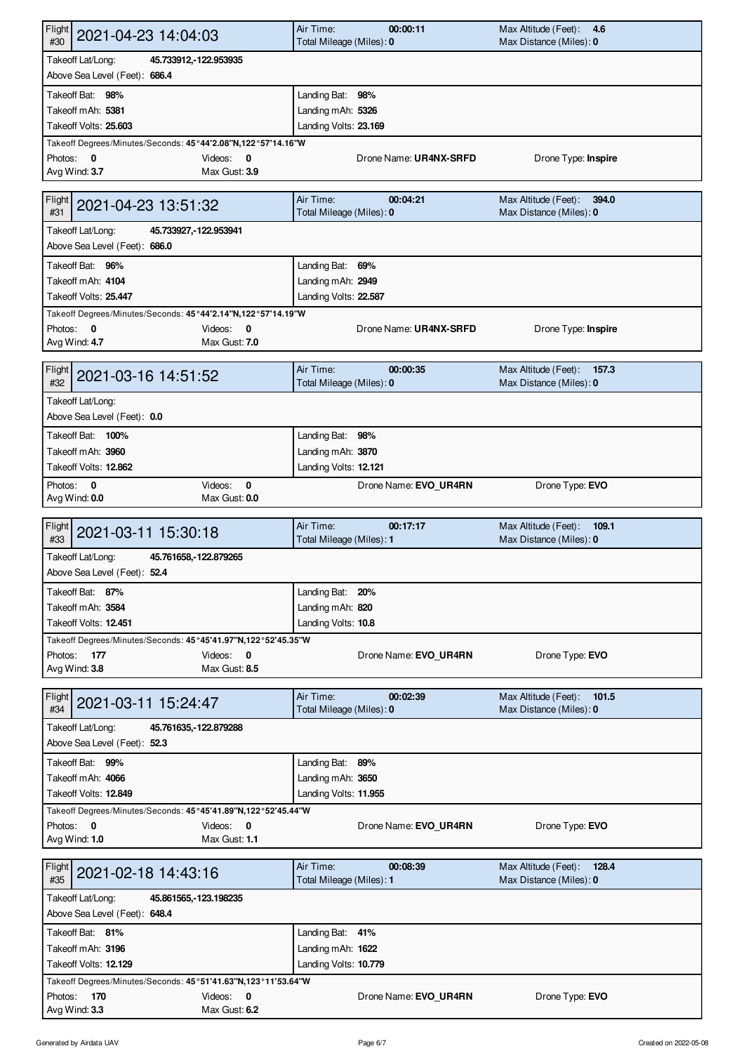## Flight #30 — 2021-04-23 14:04:03

| | | | |
|---|---|---|---|
| Air Time: **00:00:11** | Total Mileage (Miles): **0** | Max Altitude (Feet): **4.6** | Max Distance (Miles): **0** |

Takeoff Lat/Long: **45.733912,-122.953935**
Above Sea Level (Feet): **686.4**

| Takeoff | Landing |
|---|---|
| Takeoff Bat: **98%** | Landing Bat: **98%** |
| Takeoff mAh: **5381** | Landing mAh: **5326** |
| Takeoff Volts: **25.603** | Landing Volts: **23.169** |

Takeoff Degrees/Minutes/Seconds: **45°44'2.08"N,122°57'14.16"W**

Photos: **0** | Videos: **0** | Drone Name: **UR4NX-SRFD** | Drone Type: **Inspire**
Avg Wind: **3.7** | Max Gust: **3.9**

## Flight #31 — 2021-04-23 13:51:32

| | | | |
|---|---|---|---|
| Air Time: **00:04:21** | Total Mileage (Miles): **0** | Max Altitude (Feet): **394.0** | Max Distance (Miles): **0** |

Takeoff Lat/Long: **45.733927,-122.953941**
Above Sea Level (Feet): **686.0**

| Takeoff | Landing |
|---|---|
| Takeoff Bat: **96%** | Landing Bat: **69%** |
| Takeoff mAh: **4104** | Landing mAh: **2949** |
| Takeoff Volts: **25.447** | Landing Volts: **22.587** |

Takeoff Degrees/Minutes/Seconds: **45°44'2.14"N,122°57'14.19"W**

Photos: **0** | Videos: **0** | Drone Name: **UR4NX-SRFD** | Drone Type: **Inspire**
Avg Wind: **4.7** | Max Gust: **7.0**

## Flight #32 — 2021-03-16 14:51:52

| | | | |
|---|---|---|---|
| Air Time: **00:00:35** | Total Mileage (Miles): **0** | Max Altitude (Feet): **157.3** | Max Distance (Miles): **0** |

Takeoff Lat/Long:
Above Sea Level (Feet): **0.0**

| Takeoff | Landing |
|---|---|
| Takeoff Bat: **100%** | Landing Bat: **98%** |
| Takeoff mAh: **3960** | Landing mAh: **3870** |
| Takeoff Volts: **12.862** | Landing Volts: **12.121** |

Photos: **0** | Videos: **0** | Drone Name: **EVO_UR4RN** | Drone Type: **EVO**
Avg Wind: **0.0** | Max Gust: **0.0**

## Flight #33 — 2021-03-11 15:30:18

| | | | |
|---|---|---|---|
| Air Time: **00:17:17** | Total Mileage (Miles): **1** | Max Altitude (Feet): **109.1** | Max Distance (Miles): **0** |

Takeoff Lat/Long: **45.761658,-122.879265**
Above Sea Level (Feet): **52.4**

| Takeoff | Landing |
|---|---|
| Takeoff Bat: **87%** | Landing Bat: **20%** |
| Takeoff mAh: **3584** | Landing mAh: **820** |
| Takeoff Volts: **12.451** | Landing Volts: **10.8** |

Takeoff Degrees/Minutes/Seconds: **45°45'41.97"N,122°52'45.35"W**

Photos: **177** | Videos: **0** | Drone Name: **EVO_UR4RN** | Drone Type: **EVO**
Avg Wind: **3.8** | Max Gust: **8.5**

## Flight #34 — 2021-03-11 15:24:47

| | | | |
|---|---|---|---|
| Air Time: **00:02:39** | Total Mileage (Miles): **0** | Max Altitude (Feet): **101.5** | Max Distance (Miles): **0** |

Takeoff Lat/Long: **45.761635,-122.879288**
Above Sea Level (Feet): **52.3**

| Takeoff | Landing |
|---|---|
| Takeoff Bat: **99%** | Landing Bat: **89%** |
| Takeoff mAh: **4066** | Landing mAh: **3650** |
| Takeoff Volts: **12.849** | Landing Volts: **11.955** |

Takeoff Degrees/Minutes/Seconds: **45°45'41.89"N,122°52'45.44"W**

Photos: **0** | Videos: **0** | Drone Name: **EVO_UR4RN** | Drone Type: **EVO**
Avg Wind: **1.0** | Max Gust: **1.1**

## Flight #35 — 2021-02-18 14:43:16

| | | | |
|---|---|---|---|
| Air Time: **00:08:39** | Total Mileage (Miles): **1** | Max Altitude (Feet): **128.4** | Max Distance (Miles): **0** |

Takeoff Lat/Long: **45.861565,-123.198235**
Above Sea Level (Feet): **648.4**

| Takeoff | Landing |
|---|---|
| Takeoff Bat: **81%** | Landing Bat: **41%** |
| Takeoff mAh: **3196** | Landing mAh: **1622** |
| Takeoff Volts: **12.129** | Landing Volts: **10.779** |

Takeoff Degrees/Minutes/Seconds: **45°51'41.63"N,123°11'53.64"W**

Photos: **170** | Videos: **0** | Drone Name: **EVO_UR4RN** | Drone Type: **EVO**
Avg Wind: **3.3** | Max Gust: **6.2**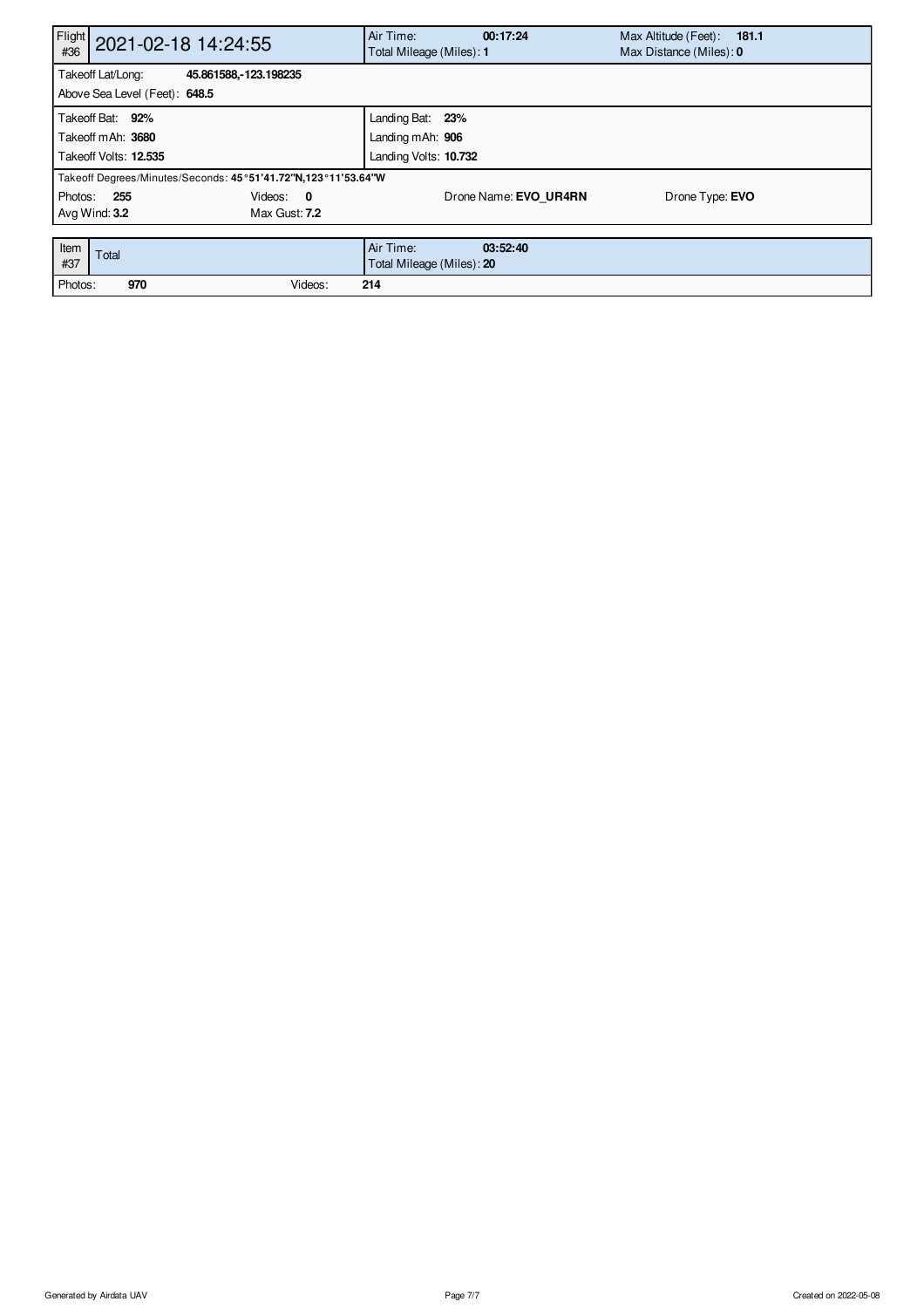| Flight #36 | 2021-02-18 14:24:55 | Air Time: **00:17:24** | Max Altitude (Feet): **181.1** |
|---|---|---|---|
| | | Total Mileage (Miles): **1** | Max Distance (Miles): **0** |

Takeoff Lat/Long: **45.861588,-123.198235**
Above Sea Level (Feet): **648.5**

| | |
|---|---|
| Takeoff Bat: **92%** | Landing Bat: **23%** |
| Takeoff mAh: **3680** | Landing mAh: **906** |
| Takeoff Volts: **12.535** | Landing Volts: **10.732** |

Takeoff Degrees/Minutes/Seconds: **45°51'41.72"N,123°11'53.64"W**

| | | | |
|---|---|---|---|
| Photos: **255** | Videos: **0** | Drone Name: **EVO_UR4RN** | Drone Type: **EVO** |
| Avg Wind: **3.2** | Max Gust: **7.2** | | |

| Item #37 | Total | Air Time: **03:52:40** |
|---|---|---|
| | | Total Mileage (Miles): **20** |

| | | | |
|---|---|---|---|
| Photos: | **970** | Videos: | **214** |

Generated by Airdata UAV

Created on 2022-05-08